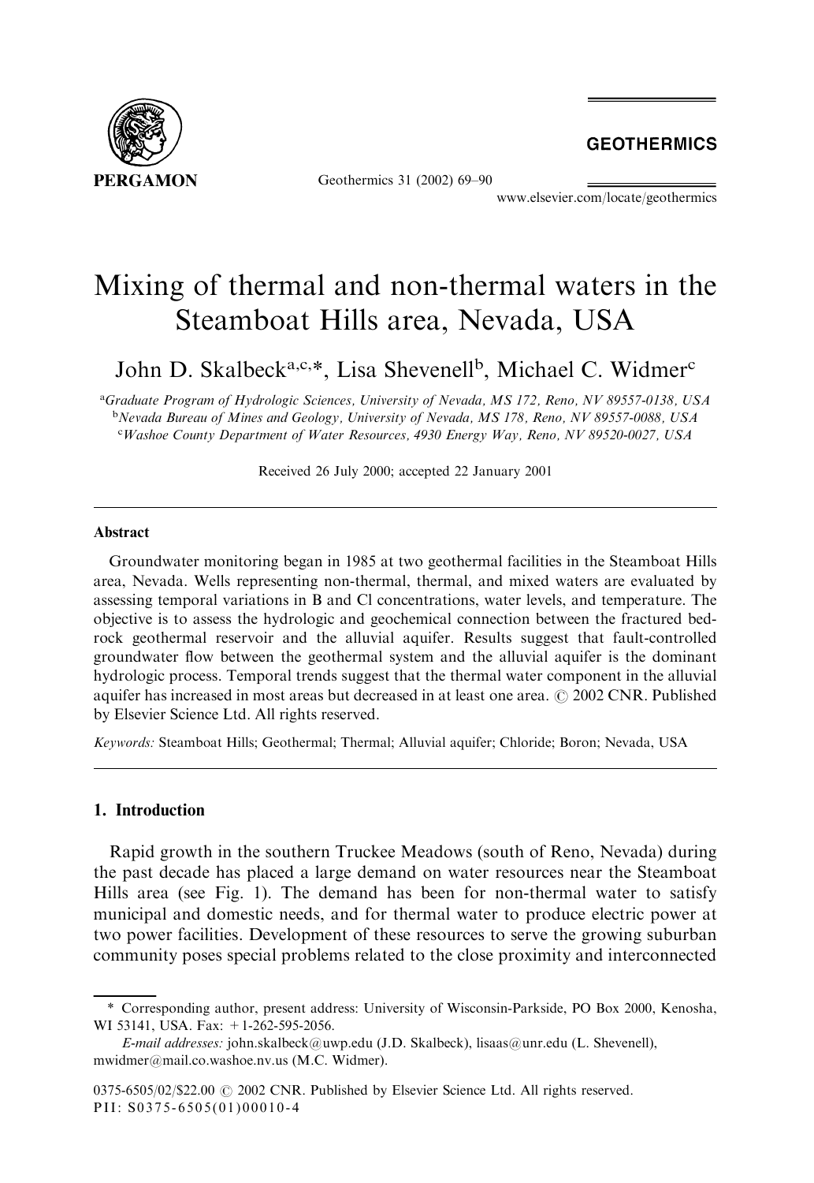# Mixing of thermal and non-thermal waters in the Steamboat Hills area, Nevada, USA

John D. Skalbeck[a,c,*], Lisa Shevenell[b], Michael C. Widmer[c]

[a]Graduate Program of Hydrologic Sciences, University of Nevada, MS 172, Reno, NV 89557-0138, USA
[b]Nevada Bureau of Mines and Geology, University of Nevada, MS 178, Reno, NV 89557-0088, USA
[c]Washoe County Department of Water Resources, 4930 Energy Way, Reno, NV 89520-0027, USA

Received 26 July 2000; accepted 22 January 2001

## Abstract

Groundwater monitoring began in 1985 at two geothermal facilities in the Steamboat Hills area, Nevada. Wells representing non-thermal, thermal, and mixed waters are evaluated by assessing temporal variations in B and Cl concentrations, water levels, and temperature. The objective is to assess the hydrologic and geochemical connection between the fractured bedrock geothermal reservoir and the alluvial aquifer. Results suggest that fault-controlled groundwater flow between the geothermal system and the alluvial aquifer is the dominant hydrologic process. Temporal trends suggest that the thermal water component in the alluvial aquifer has increased in most areas but decreased in at least one area. © 2002 CNR. Published by Elsevier Science Ltd. All rights reserved.

*Keywords:* Steamboat Hills; Geothermal; Thermal; Alluvial aquifer; Chloride; Boron; Nevada, USA

## 1. Introduction

Rapid growth in the southern Truckee Meadows (south of Reno, Nevada) during the past decade has placed a large demand on water resources near the Steamboat Hills area (see Fig. 1). The demand has been for non-thermal water to satisfy municipal and domestic needs, and for thermal water to produce electric power at two power facilities. Development of these resources to serve the growing suburban community poses special problems related to the close proximity and interconnected

---

\* Corresponding author, present address: University of Wisconsin-Parkside, PO Box 2000, Kenosha, WI 53141, USA. Fax: +1-262-595-2056.

*E-mail addresses:* john.skalbeck@uwp.edu (J.D. Skalbeck), lisaas@unr.edu (L. Shevenell), mwidmer@mail.co.washoe.nv.us (M.C. Widmer).

0375-6505/02/$22.00 © 2002 CNR. Published by Elsevier Science Ltd. All rights reserved.
PII: S0375-6505(01)00010-4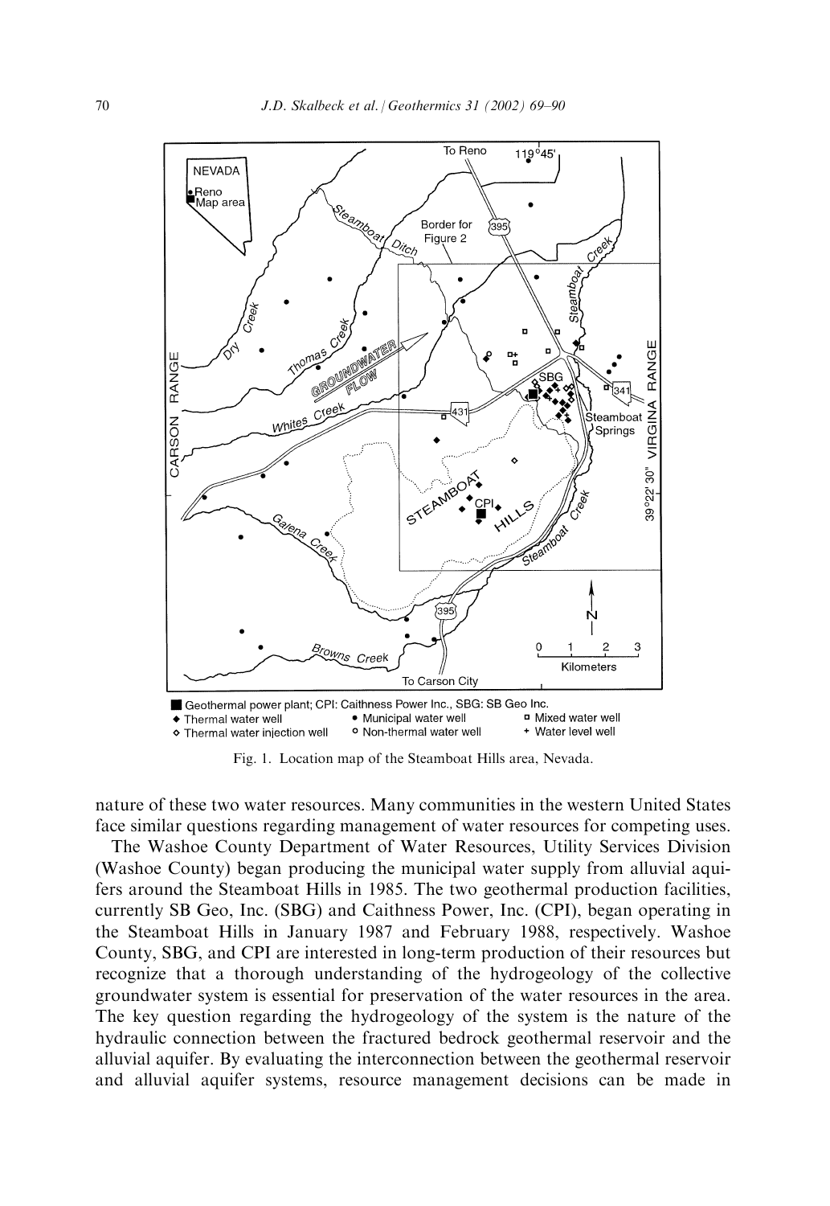Fig. 1. Location map of the Steamboat Hills area, Nevada.

nature of these two water resources. Many communities in the western United States face similar questions regarding management of water resources for competing uses.

The Washoe County Department of Water Resources, Utility Services Division (Washoe County) began producing the municipal water supply from alluvial aquifers around the Steamboat Hills in 1985. The two geothermal production facilities, currently SB Geo, Inc. (SBG) and Caithness Power, Inc. (CPI), began operating in the Steamboat Hills in January 1987 and February 1988, respectively. Washoe County, SBG, and CPI are interested in long-term production of their resources but recognize that a thorough understanding of the hydrogeology of the collective groundwater system is essential for preservation of the water resources in the area. The key question regarding the hydrogeology of the system is the nature of the hydraulic connection between the fractured bedrock geothermal reservoir and the alluvial aquifer. By evaluating the interconnection between the geothermal reservoir and alluvial aquifer systems, resource management decisions can be made in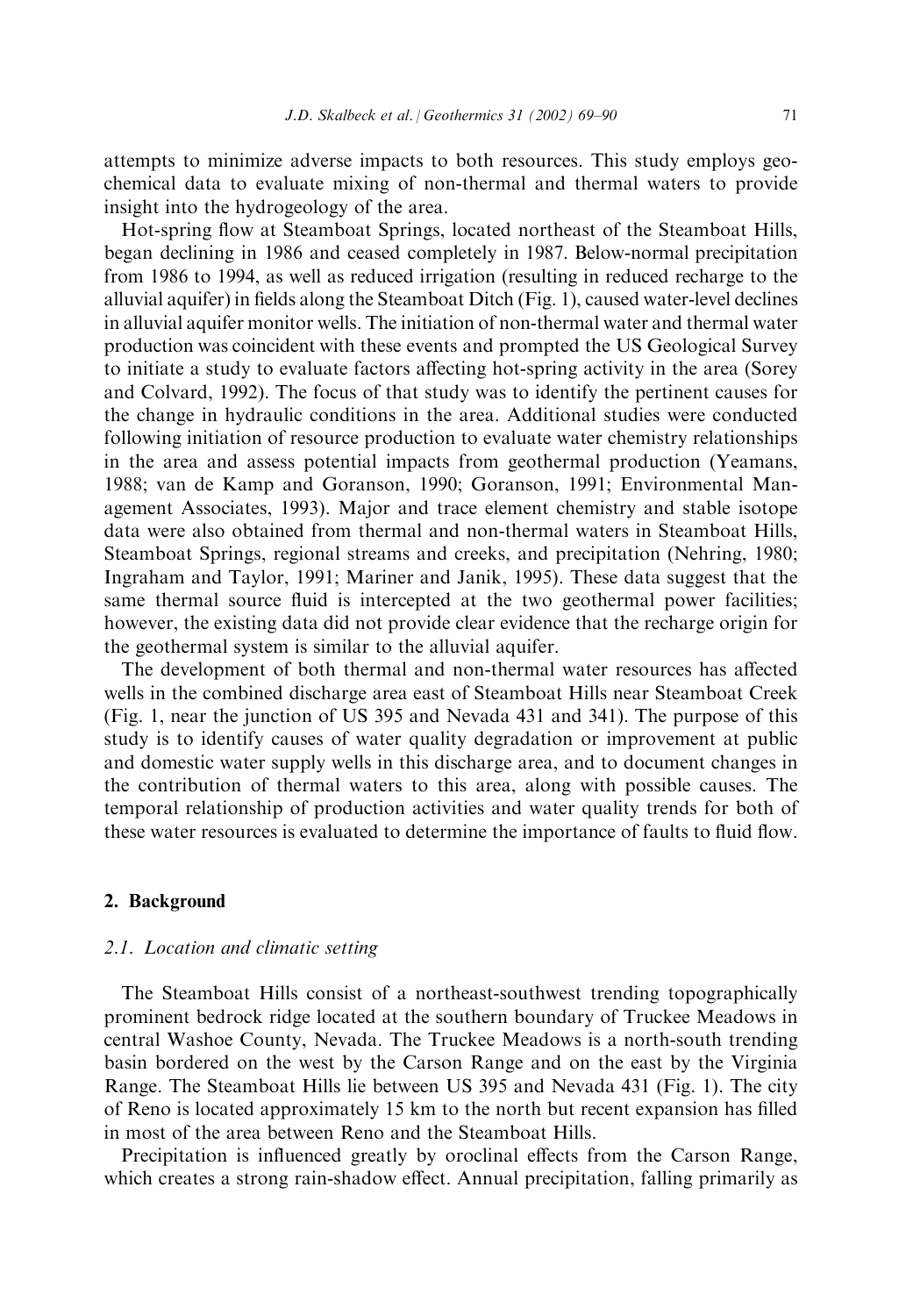attempts to minimize adverse impacts to both resources. This study employs geochemical data to evaluate mixing of non-thermal and thermal waters to provide insight into the hydrogeology of the area.

Hot-spring flow at Steamboat Springs, located northeast of the Steamboat Hills, began declining in 1986 and ceased completely in 1987. Below-normal precipitation from 1986 to 1994, as well as reduced irrigation (resulting in reduced recharge to the alluvial aquifer) in fields along the Steamboat Ditch (Fig. 1), caused water-level declines in alluvial aquifer monitor wells. The initiation of non-thermal water and thermal water production was coincident with these events and prompted the US Geological Survey to initiate a study to evaluate factors affecting hot-spring activity in the area (Sorey and Colvard, 1992). The focus of that study was to identify the pertinent causes for the change in hydraulic conditions in the area. Additional studies were conducted following initiation of resource production to evaluate water chemistry relationships in the area and assess potential impacts from geothermal production (Yeamans, 1988; van de Kamp and Goranson, 1990; Goranson, 1991; Environmental Management Associates, 1993). Major and trace element chemistry and stable isotope data were also obtained from thermal and non-thermal waters in Steamboat Hills, Steamboat Springs, regional streams and creeks, and precipitation (Nehring, 1980; Ingraham and Taylor, 1991; Mariner and Janik, 1995). These data suggest that the same thermal source fluid is intercepted at the two geothermal power facilities; however, the existing data did not provide clear evidence that the recharge origin for the geothermal system is similar to the alluvial aquifer.

The development of both thermal and non-thermal water resources has affected wells in the combined discharge area east of Steamboat Hills near Steamboat Creek (Fig. 1, near the junction of US 395 and Nevada 431 and 341). The purpose of this study is to identify causes of water quality degradation or improvement at public and domestic water supply wells in this discharge area, and to document changes in the contribution of thermal waters to this area, along with possible causes. The temporal relationship of production activities and water quality trends for both of these water resources is evaluated to determine the importance of faults to fluid flow.

## 2. Background

### 2.1. Location and climatic setting

The Steamboat Hills consist of a northeast-southwest trending topographically prominent bedrock ridge located at the southern boundary of Truckee Meadows in central Washoe County, Nevada. The Truckee Meadows is a north-south trending basin bordered on the west by the Carson Range and on the east by the Virginia Range. The Steamboat Hills lie between US 395 and Nevada 431 (Fig. 1). The city of Reno is located approximately 15 km to the north but recent expansion has filled in most of the area between Reno and the Steamboat Hills.

Precipitation is influenced greatly by oroclinal effects from the Carson Range, which creates a strong rain-shadow effect. Annual precipitation, falling primarily as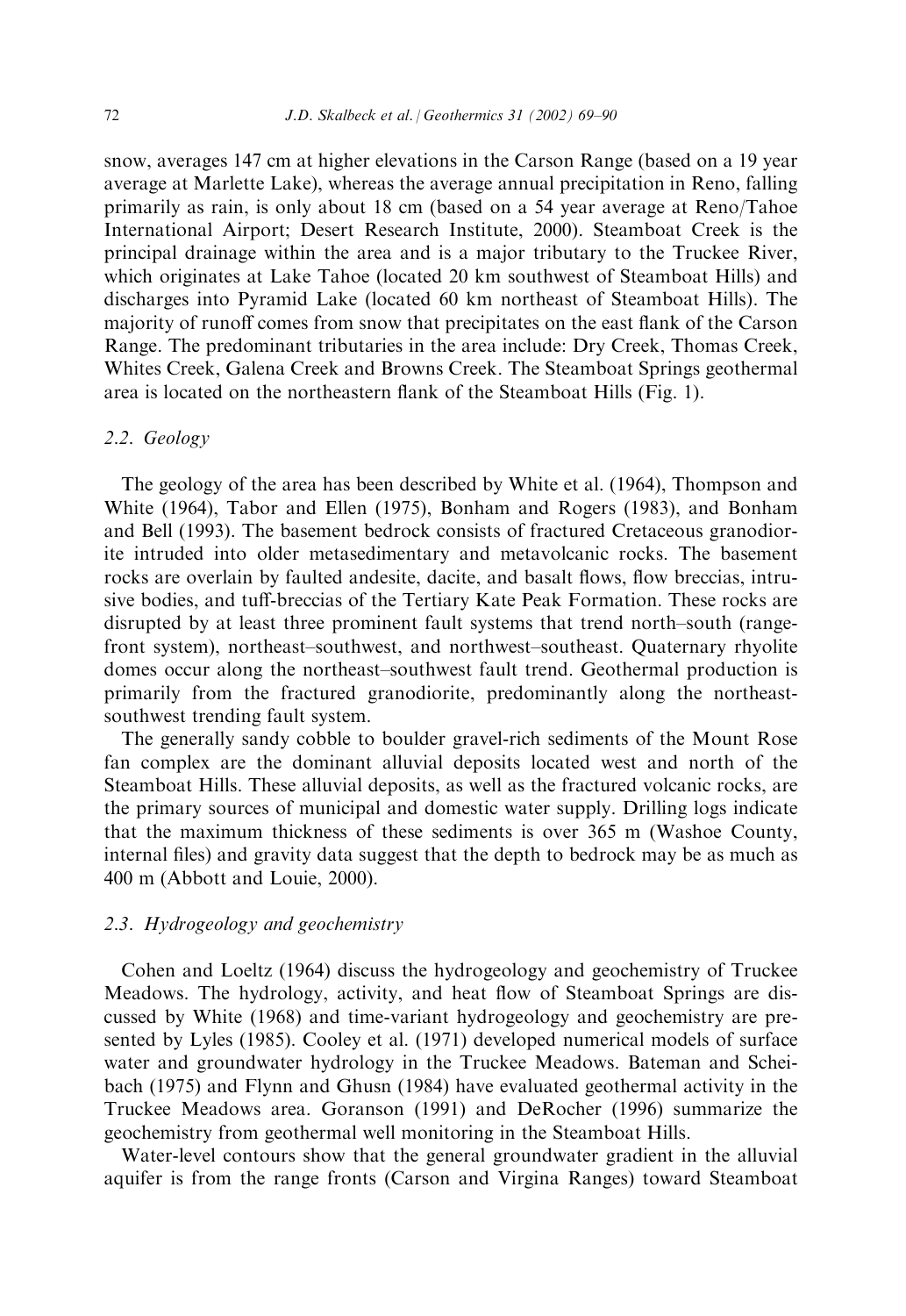snow, averages 147 cm at higher elevations in the Carson Range (based on a 19 year average at Marlette Lake), whereas the average annual precipitation in Reno, falling primarily as rain, is only about 18 cm (based on a 54 year average at Reno/Tahoe International Airport; Desert Research Institute, 2000). Steamboat Creek is the principal drainage within the area and is a major tributary to the Truckee River, which originates at Lake Tahoe (located 20 km southwest of Steamboat Hills) and discharges into Pyramid Lake (located 60 km northeast of Steamboat Hills). The majority of runoff comes from snow that precipitates on the east flank of the Carson Range. The predominant tributaries in the area include: Dry Creek, Thomas Creek, Whites Creek, Galena Creek and Browns Creek. The Steamboat Springs geothermal area is located on the northeastern flank of the Steamboat Hills (Fig. 1).

### 2.2. Geology

The geology of the area has been described by White et al. (1964), Thompson and White (1964), Tabor and Ellen (1975), Bonham and Rogers (1983), and Bonham and Bell (1993). The basement bedrock consists of fractured Cretaceous granodiorite intruded into older metasedimentary and metavolcanic rocks. The basement rocks are overlain by faulted andesite, dacite, and basalt flows, flow breccias, intrusive bodies, and tuff-breccias of the Tertiary Kate Peak Formation. These rocks are disrupted by at least three prominent fault systems that trend north–south (range-front system), northeast–southwest, and northwest–southeast. Quaternary rhyolite domes occur along the northeast–southwest fault trend. Geothermal production is primarily from the fractured granodiorite, predominantly along the northeast-southwest trending fault system.

The generally sandy cobble to boulder gravel-rich sediments of the Mount Rose fan complex are the dominant alluvial deposits located west and north of the Steamboat Hills. These alluvial deposits, as well as the fractured volcanic rocks, are the primary sources of municipal and domestic water supply. Drilling logs indicate that the maximum thickness of these sediments is over 365 m (Washoe County, internal files) and gravity data suggest that the depth to bedrock may be as much as 400 m (Abbott and Louie, 2000).

### 2.3. Hydrogeology and geochemistry

Cohen and Loeltz (1964) discuss the hydrogeology and geochemistry of Truckee Meadows. The hydrology, activity, and heat flow of Steamboat Springs are discussed by White (1968) and time-variant hydrogeology and geochemistry are presented by Lyles (1985). Cooley et al. (1971) developed numerical models of surface water and groundwater hydrology in the Truckee Meadows. Bateman and Scheibach (1975) and Flynn and Ghusn (1984) have evaluated geothermal activity in the Truckee Meadows area. Goranson (1991) and DeRocher (1996) summarize the geochemistry from geothermal well monitoring in the Steamboat Hills.

Water-level contours show that the general groundwater gradient in the alluvial aquifer is from the range fronts (Carson and Virgina Ranges) toward Steamboat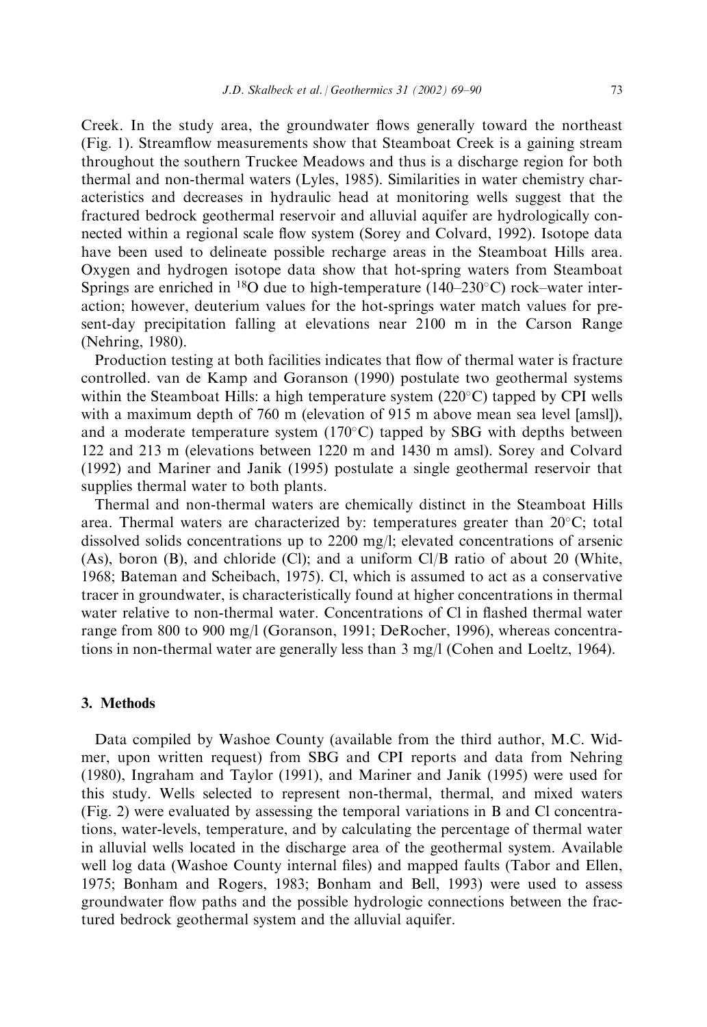Creek. In the study area, the groundwater flows generally toward the northeast (Fig. 1). Streamflow measurements show that Steamboat Creek is a gaining stream throughout the southern Truckee Meadows and thus is a discharge region for both thermal and non-thermal waters (Lyles, 1985). Similarities in water chemistry characteristics and decreases in hydraulic head at monitoring wells suggest that the fractured bedrock geothermal reservoir and alluvial aquifer are hydrologically connected within a regional scale flow system (Sorey and Colvard, 1992). Isotope data have been used to delineate possible recharge areas in the Steamboat Hills area. Oxygen and hydrogen isotope data show that hot-spring waters from Steamboat Springs are enriched in $^{18}O$ due to high-temperature (140–230°C) rock–water interaction; however, deuterium values for the hot-springs water match values for present-day precipitation falling at elevations near 2100 m in the Carson Range (Nehring, 1980).

Production testing at both facilities indicates that flow of thermal water is fracture controlled. van de Kamp and Goranson (1990) postulate two geothermal systems within the Steamboat Hills: a high temperature system (220°C) tapped by CPI wells with a maximum depth of 760 m (elevation of 915 m above mean sea level [amsl]), and a moderate temperature system (170°C) tapped by SBG with depths between 122 and 213 m (elevations between 1220 m and 1430 m amsl). Sorey and Colvard (1992) and Mariner and Janik (1995) postulate a single geothermal reservoir that supplies thermal water to both plants.

Thermal and non-thermal waters are chemically distinct in the Steamboat Hills area. Thermal waters are characterized by: temperatures greater than 20°C; total dissolved solids concentrations up to 2200 mg/l; elevated concentrations of arsenic (As), boron (B), and chloride (Cl); and a uniform Cl/B ratio of about 20 (White, 1968; Bateman and Scheibach, 1975). Cl, which is assumed to act as a conservative tracer in groundwater, is characteristically found at higher concentrations in thermal water relative to non-thermal water. Concentrations of Cl in flashed thermal water range from 800 to 900 mg/l (Goranson, 1991; DeRocher, 1996), whereas concentrations in non-thermal water are generally less than 3 mg/l (Cohen and Loeltz, 1964).

## 3. Methods

Data compiled by Washoe County (available from the third author, M.C. Widmer, upon written request) from SBG and CPI reports and data from Nehring (1980), Ingraham and Taylor (1991), and Mariner and Janik (1995) were used for this study. Wells selected to represent non-thermal, thermal, and mixed waters (Fig. 2) were evaluated by assessing the temporal variations in B and Cl concentrations, water-levels, temperature, and by calculating the percentage of thermal water in alluvial wells located in the discharge area of the geothermal system. Available well log data (Washoe County internal files) and mapped faults (Tabor and Ellen, 1975; Bonham and Rogers, 1983; Bonham and Bell, 1993) were used to assess groundwater flow paths and the possible hydrologic connections between the fractured bedrock geothermal system and the alluvial aquifer.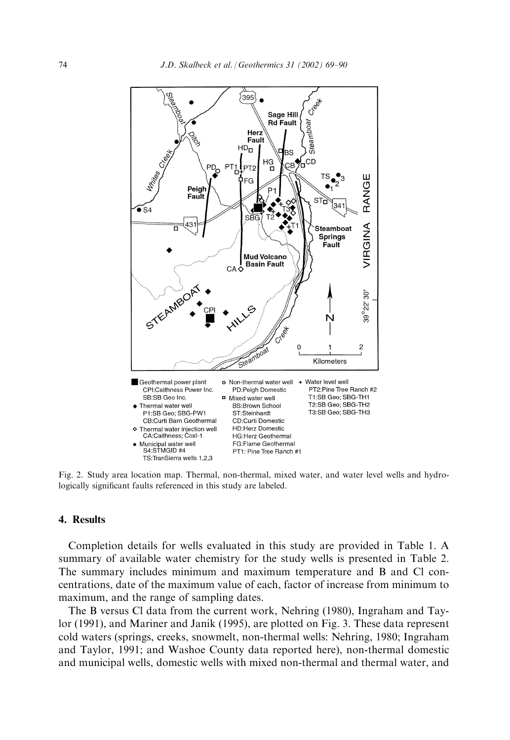Fig. 2. Study area location map. Thermal, non-thermal, mixed water, and water level wells and hydrologically significant faults referenced in this study are labeled.

## 4. Results

Completion details for wells evaluated in this study are provided in Table 1. A summary of available water chemistry for the study wells is presented in Table 2. The summary includes minimum and maximum temperature and B and Cl concentrations, date of the maximum value of each, factor of increase from minimum to maximum, and the range of sampling dates.

The B versus Cl data from the current work, Nehring (1980), Ingraham and Taylor (1991), and Mariner and Janik (1995), are plotted on Fig. 3. These data represent cold waters (springs, creeks, snowmelt, non-thermal wells: Nehring, 1980; Ingraham and Taylor, 1991; and Washoe County data reported here), non-thermal domestic and municipal wells, domestic wells with mixed non-thermal and thermal water, and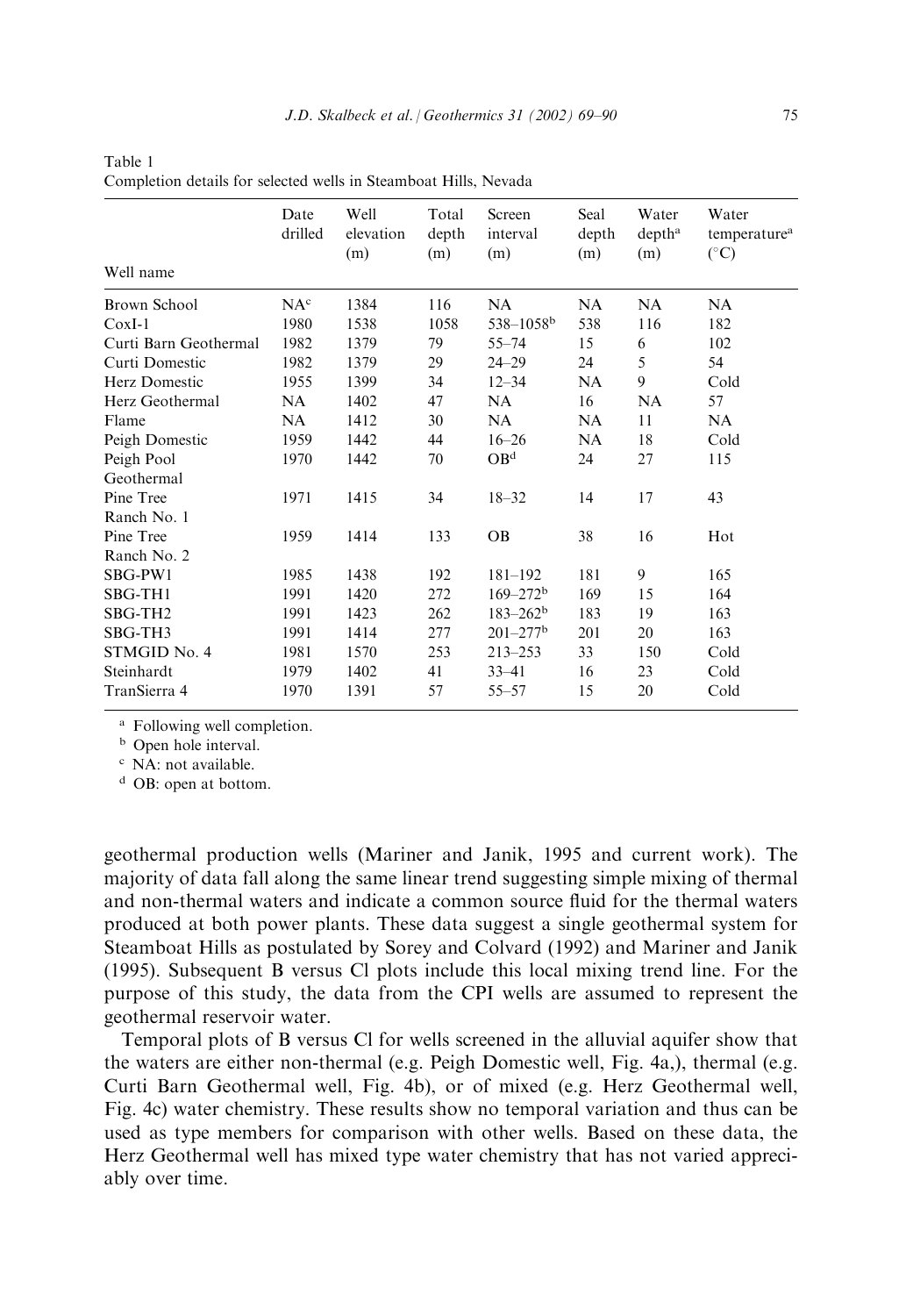Table 1
Completion details for selected wells in Steamboat Hills, Nevada

| Well name | Date drilled | Well elevation (m) | Total depth (m) | Screen interval (m) | Seal depth (m) | Water depth[a] (m) | Water temperature[a] (°C) |
|---|---|---|---|---|---|---|---|
| Brown School | NA[c] | 1384 | 116 | NA | NA | NA | NA |
| CoxI-1 | 1980 | 1538 | 1058 | 538–1058[b] | 538 | 116 | 182 |
| Curti Barn Geothermal | 1982 | 1379 | 79 | 55–74 | 15 | 6 | 102 |
| Curti Domestic | 1982 | 1379 | 29 | 24–29 | 24 | 5 | 54 |
| Herz Domestic | 1955 | 1399 | 34 | 12–34 | NA | 9 | Cold |
| Herz Geothermal | NA | 1402 | 47 | NA | 16 | NA | 57 |
| Flame | NA | 1412 | 30 | NA | NA | 11 | NA |
| Peigh Domestic | 1959 | 1442 | 44 | 16–26 | NA | 18 | Cold |
| Peigh Pool Geothermal | 1970 | 1442 | 70 | OB[d] | 24 | 27 | 115 |
| Pine Tree Ranch No. 1 | 1971 | 1415 | 34 | 18–32 | 14 | 17 | 43 |
| Pine Tree Ranch No. 2 | 1959 | 1414 | 133 | OB | 38 | 16 | Hot |
| SBG-PW1 | 1985 | 1438 | 192 | 181–192 | 181 | 9 | 165 |
| SBG-TH1 | 1991 | 1420 | 272 | 169–272[b] | 169 | 15 | 164 |
| SBG-TH2 | 1991 | 1423 | 262 | 183–262[b] | 183 | 19 | 163 |
| SBG-TH3 | 1991 | 1414 | 277 | 201–277[b] | 201 | 20 | 163 |
| STMGID No. 4 | 1981 | 1570 | 253 | 213–253 | 33 | 150 | Cold |
| Steinhardt | 1979 | 1402 | 41 | 33–41 | 16 | 23 | Cold |
| TranSierra 4 | 1970 | 1391 | 57 | 55–57 | 15 | 20 | Cold |

[a] Following well completion.
[b] Open hole interval.
[c] NA: not available.
[d] OB: open at bottom.

geothermal production wells (Mariner and Janik, 1995 and current work). The majority of data fall along the same linear trend suggesting simple mixing of thermal and non-thermal waters and indicate a common source fluid for the thermal waters produced at both power plants. These data suggest a single geothermal system for Steamboat Hills as postulated by Sorey and Colvard (1992) and Mariner and Janik (1995). Subsequent B versus Cl plots include this local mixing trend line. For the purpose of this study, the data from the CPI wells are assumed to represent the geothermal reservoir water.

Temporal plots of B versus Cl for wells screened in the alluvial aquifer show that the waters are either non-thermal (e.g. Peigh Domestic well, Fig. 4a,), thermal (e.g. Curti Barn Geothermal well, Fig. 4b), or of mixed (e.g. Herz Geothermal well, Fig. 4c) water chemistry. These results show no temporal variation and thus can be used as type members for comparison with other wells. Based on these data, the Herz Geothermal well has mixed type water chemistry that has not varied appreciably over time.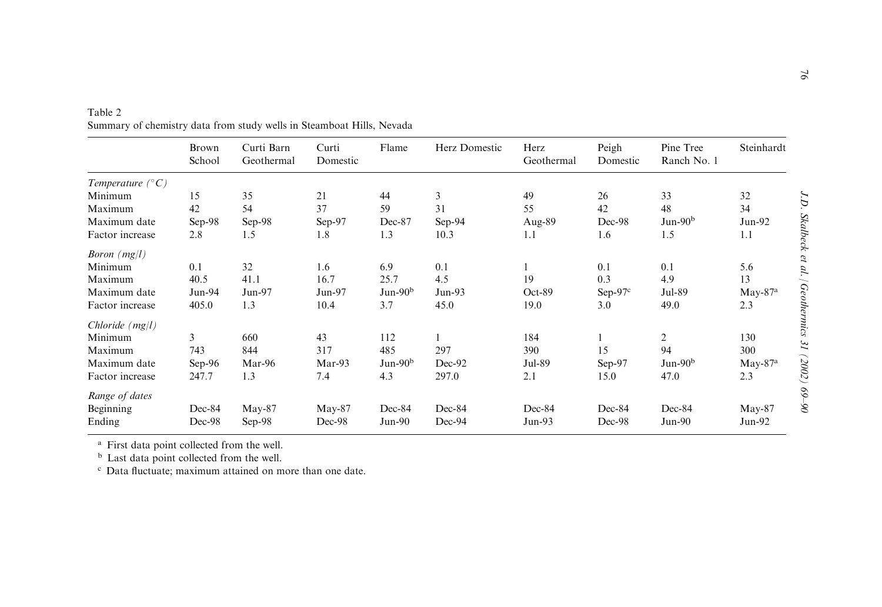Table 2
Summary of chemistry data from study wells in Steamboat Hills, Nevada

| | Brown School | Curti Barn Geothermal | Curti Domestic | Flame | Herz Domestic | Herz Geothermal | Peigh Domestic | Pine Tree Ranch No. 1 | Steinhardt |
|---|---|---|---|---|---|---|---|---|---|
| *Temperature (°C)* | | | | | | | | | |
| Minimum | 15 | 35 | 21 | 44 | 3 | 49 | 26 | 33 | 32 |
| Maximum | 42 | 54 | 37 | 59 | 31 | 55 | 42 | 48 | 34 |
| Maximum date | Sep-98 | Sep-98 | Sep-97 | Dec-87 | Sep-94 | Aug-89 | Dec-98 | Jun-90[b] | Jun-92 |
| Factor increase | 2.8 | 1.5 | 1.8 | 1.3 | 10.3 | 1.1 | 1.6 | 1.5 | 1.1 |
| *Boron (mg/l)* | | | | | | | | | |
| Minimum | 0.1 | 32 | 1.6 | 6.9 | 0.1 | 1 | 0.1 | 0.1 | 5.6 |
| Maximum | 40.5 | 41.1 | 16.7 | 25.7 | 4.5 | 19 | 0.3 | 4.9 | 13 |
| Maximum date | Jun-94 | Jun-97 | Jun-97 | Jun-90[b] | Jun-93 | Oct-89 | Sep-97[c] | Jul-89 | May-87[a] |
| Factor increase | 405.0 | 1.3 | 10.4 | 3.7 | 45.0 | 19.0 | 3.0 | 49.0 | 2.3 |
| *Chloride (mg/l)* | | | | | | | | | |
| Minimum | 3 | 660 | 43 | 112 | 1 | 184 | 1 | 2 | 130 |
| Maximum | 743 | 844 | 317 | 485 | 297 | 390 | 15 | 94 | 300 |
| Maximum date | Sep-96 | Mar-96 | Mar-93 | Jun-90[b] | Dec-92 | Jul-89 | Sep-97 | Jun-90[b] | May-87[a] |
| Factor increase | 247.7 | 1.3 | 7.4 | 4.3 | 297.0 | 2.1 | 15.0 | 47.0 | 2.3 |
| *Range of dates* | | | | | | | | | |
| Beginning | Dec-84 | May-87 | May-87 | Dec-84 | Dec-84 | Dec-84 | Dec-84 | Dec-84 | May-87 |
| Ending | Dec-98 | Sep-98 | Dec-98 | Jun-90 | Dec-94 | Jun-93 | Dec-98 | Jun-90 | Jun-92 |

[a] First data point collected from the well.
[b] Last data point collected from the well.
[c] Data fluctuate; maximum attained on more than one date.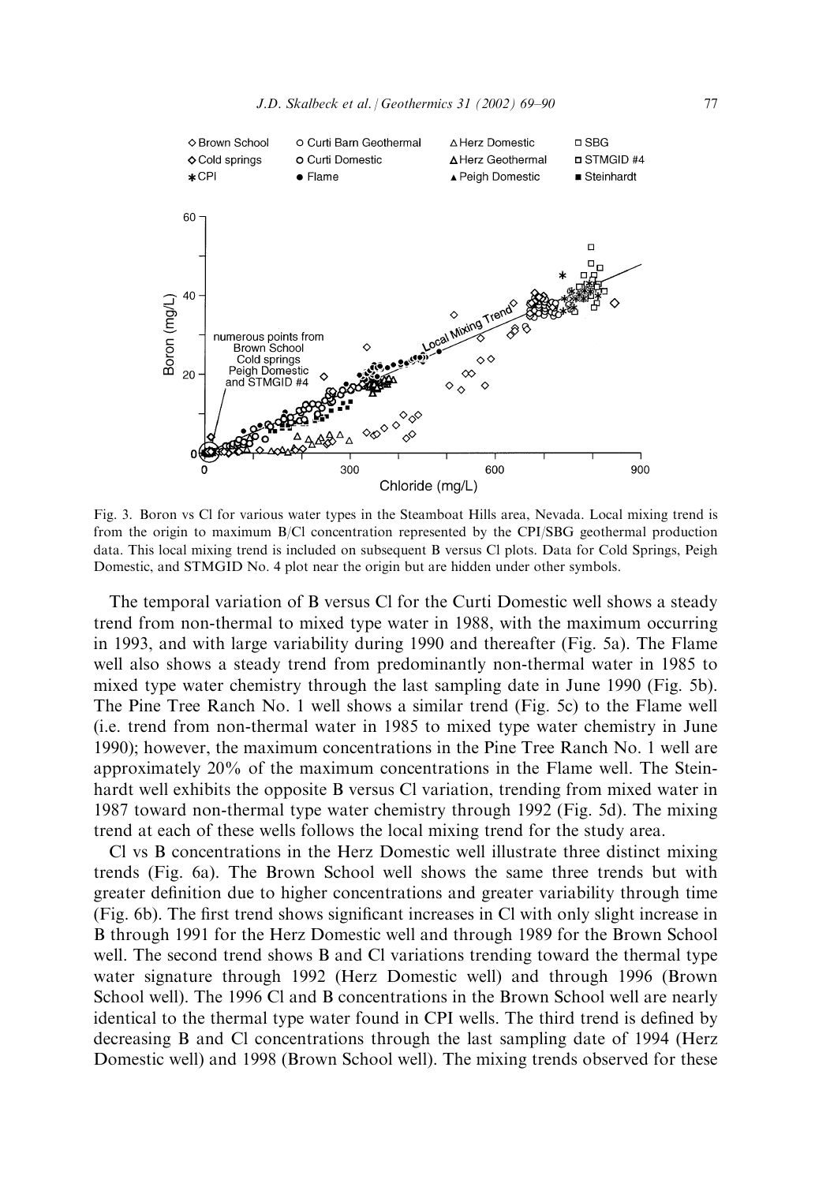Fig. 3. Boron vs Cl for various water types in the Steamboat Hills area, Nevada. Local mixing trend is from the origin to maximum B/Cl concentration represented by the CPI/SBG geothermal production data. This local mixing trend is included on subsequent B versus Cl plots. Data for Cold Springs, Peigh Domestic, and STMGID No. 4 plot near the origin but are hidden under other symbols.

The temporal variation of B versus Cl for the Curti Domestic well shows a steady trend from non-thermal to mixed type water in 1988, with the maximum occurring in 1993, and with large variability during 1990 and thereafter (Fig. 5a). The Flame well also shows a steady trend from predominantly non-thermal water in 1985 to mixed type water chemistry through the last sampling date in June 1990 (Fig. 5b). The Pine Tree Ranch No. 1 well shows a similar trend (Fig. 5c) to the Flame well (i.e. trend from non-thermal water in 1985 to mixed type water chemistry in June 1990); however, the maximum concentrations in the Pine Tree Ranch No. 1 well are approximately 20% of the maximum concentrations in the Flame well. The Steinhardt well exhibits the opposite B versus Cl variation, trending from mixed water in 1987 toward non-thermal type water chemistry through 1992 (Fig. 5d). The mixing trend at each of these wells follows the local mixing trend for the study area.

Cl vs B concentrations in the Herz Domestic well illustrate three distinct mixing trends (Fig. 6a). The Brown School well shows the same three trends but with greater definition due to higher concentrations and greater variability through time (Fig. 6b). The first trend shows significant increases in Cl with only slight increase in B through 1991 for the Herz Domestic well and through 1989 for the Brown School well. The second trend shows B and Cl variations trending toward the thermal type water signature through 1992 (Herz Domestic well) and through 1996 (Brown School well). The 1996 Cl and B concentrations in the Brown School well are nearly identical to the thermal type water found in CPI wells. The third trend is defined by decreasing B and Cl concentrations through the last sampling date of 1994 (Herz Domestic well) and 1998 (Brown School well). The mixing trends observed for these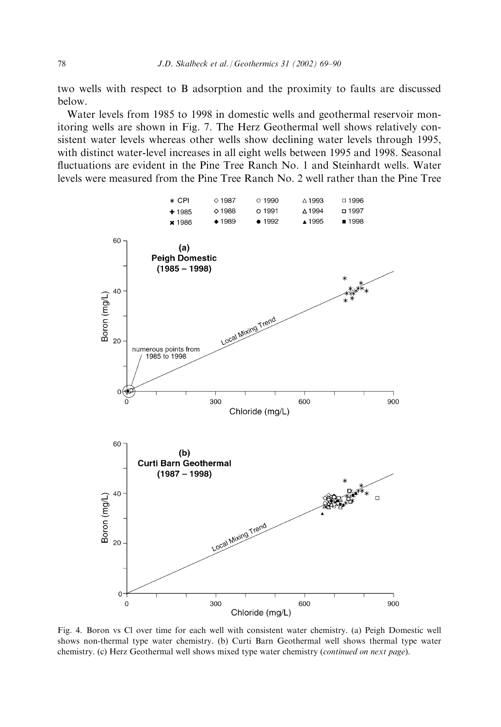two wells with respect to B adsorption and the proximity to faults are discussed below.

Water levels from 1985 to 1998 in domestic wells and geothermal reservoir monitoring wells are shown in Fig. 7. The Herz Geothermal well shows relatively consistent water levels whereas other wells show declining water levels through 1995, with distinct water-level increases in all eight wells between 1995 and 1998. Seasonal fluctuations are evident in the Pine Tree Ranch No. 1 and Steinhardt wells. Water levels were measured from the Pine Tree Ranch No. 2 well rather than the Pine Tree

Fig. 4. Boron vs Cl over time for each well with consistent water chemistry. (a) Peigh Domestic well shows non-thermal type water chemistry. (b) Curti Barn Geothermal well shows thermal type water chemistry. (c) Herz Geothermal well shows mixed type water chemistry (*continued on next page*).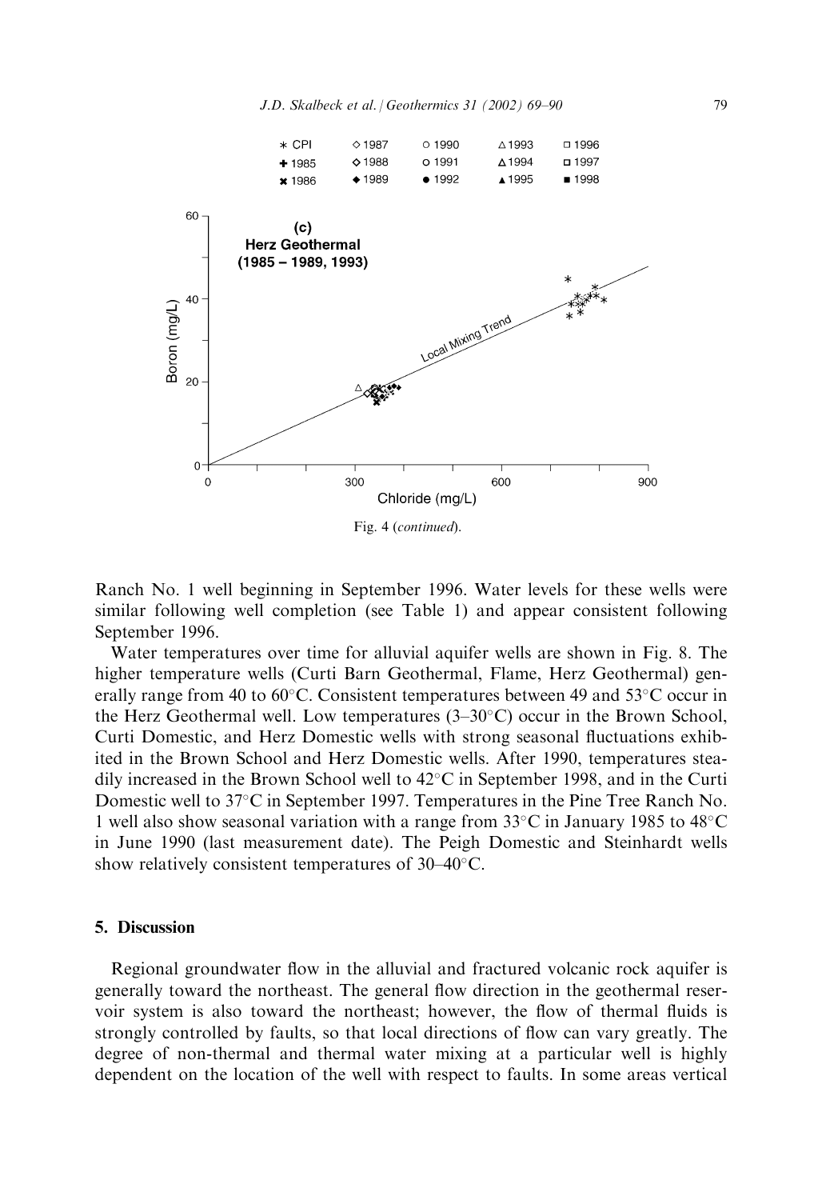Fig. 4 (*continued*).

Ranch No. 1 well beginning in September 1996. Water levels for these wells were similar following well completion (see Table 1) and appear consistent following September 1996.

Water temperatures over time for alluvial aquifer wells are shown in Fig. 8. The higher temperature wells (Curti Barn Geothermal, Flame, Herz Geothermal) generally range from 40 to 60°C. Consistent temperatures between 49 and 53°C occur in the Herz Geothermal well. Low temperatures (3–30°C) occur in the Brown School, Curti Domestic, and Herz Domestic wells with strong seasonal fluctuations exhibited in the Brown School and Herz Domestic wells. After 1990, temperatures steadily increased in the Brown School well to 42°C in September 1998, and in the Curti Domestic well to 37°C in September 1997. Temperatures in the Pine Tree Ranch No. 1 well also show seasonal variation with a range from 33°C in January 1985 to 48°C in June 1990 (last measurement date). The Peigh Domestic and Steinhardt wells show relatively consistent temperatures of 30–40°C.

## 5. Discussion

Regional groundwater flow in the alluvial and fractured volcanic rock aquifer is generally toward the northeast. The general flow direction in the geothermal reservoir system is also toward the northeast; however, the flow of thermal fluids is strongly controlled by faults, so that local directions of flow can vary greatly. The degree of non-thermal and thermal water mixing at a particular well is highly dependent on the location of the well with respect to faults. In some areas vertical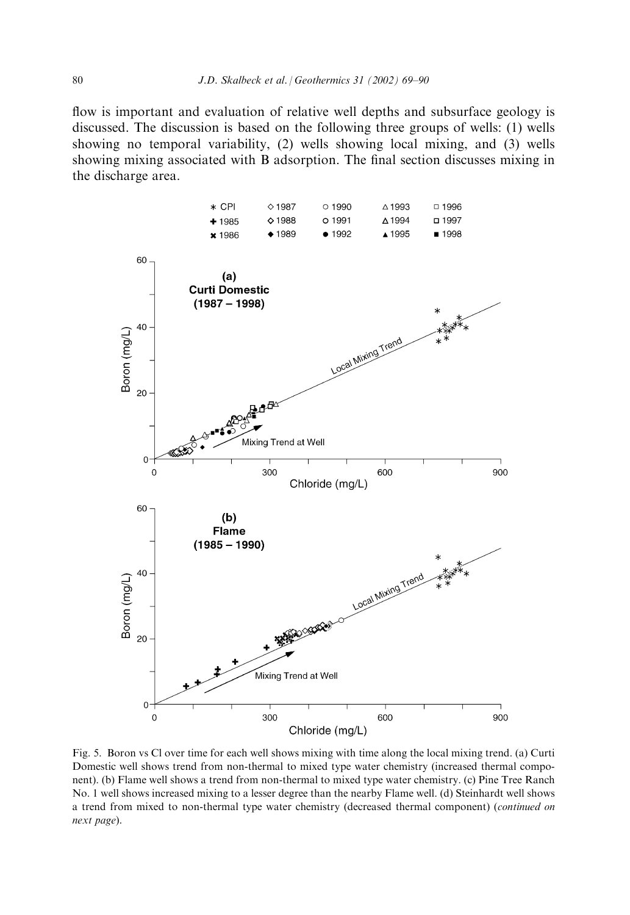flow is important and evaluation of relative well depths and subsurface geology is discussed. The discussion is based on the following three groups of wells: (1) wells showing no temporal variability, (2) wells showing local mixing, and (3) wells showing mixing associated with B adsorption. The final section discusses mixing in the discharge area.

Fig. 5. Boron vs Cl over time for each well shows mixing with time along the local mixing trend. (a) Curti Domestic well shows trend from non-thermal to mixed type water chemistry (increased thermal component). (b) Flame well shows a trend from non-thermal to mixed type water chemistry. (c) Pine Tree Ranch No. 1 well shows increased mixing to a lesser degree than the nearby Flame well. (d) Steinhardt well shows a trend from mixed to non-thermal type water chemistry (decreased thermal component) (*continued on next page*).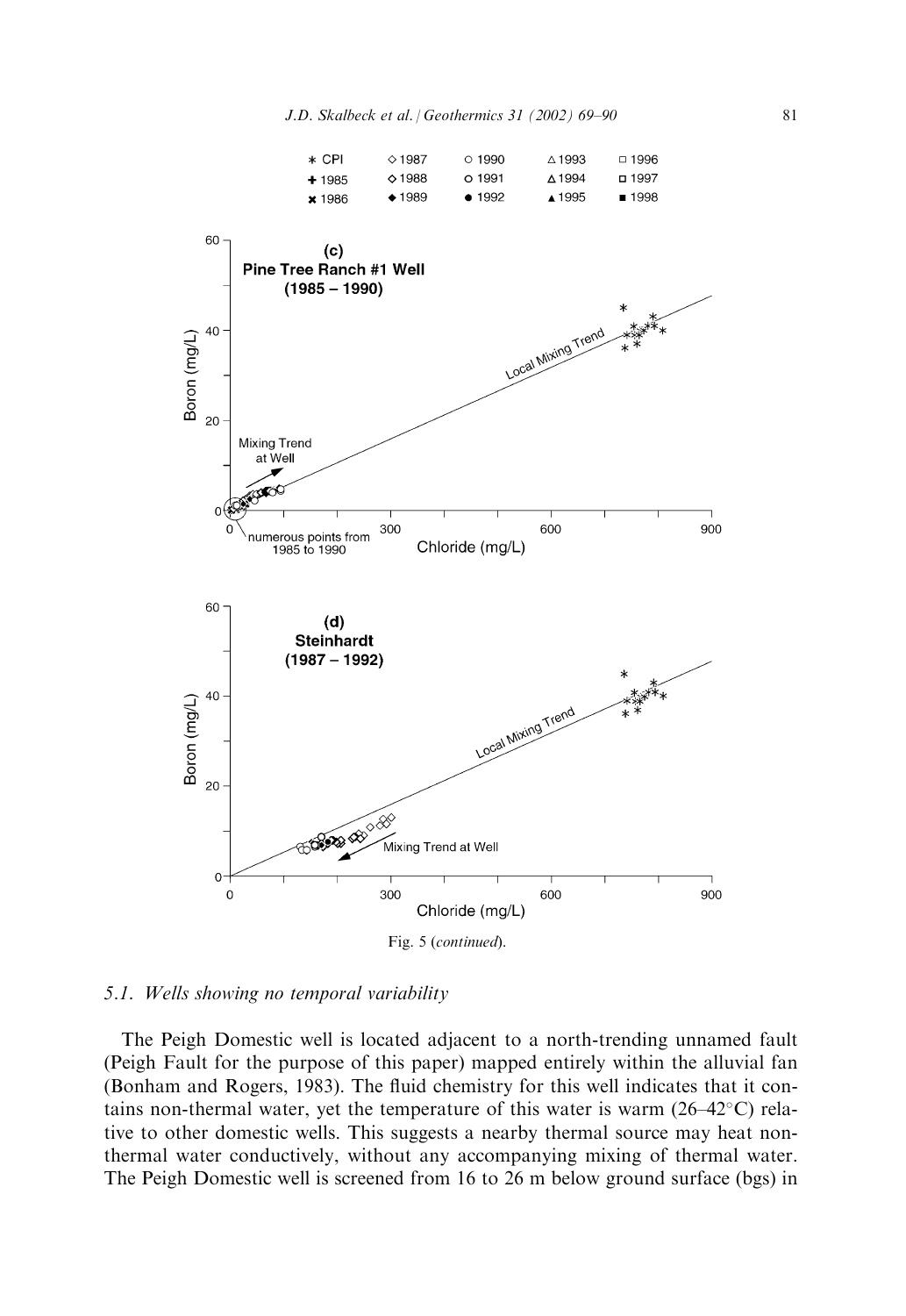Fig. 5 (*continued*).

### 5.1. Wells showing no temporal variability

The Peigh Domestic well is located adjacent to a north-trending unnamed fault (Peigh Fault for the purpose of this paper) mapped entirely within the alluvial fan (Bonham and Rogers, 1983). The fluid chemistry for this well indicates that it contains non-thermal water, yet the temperature of this water is warm (26–42°C) relative to other domestic wells. This suggests a nearby thermal source may heat non-thermal water conductively, without any accompanying mixing of thermal water. The Peigh Domestic well is screened from 16 to 26 m below ground surface (bgs) in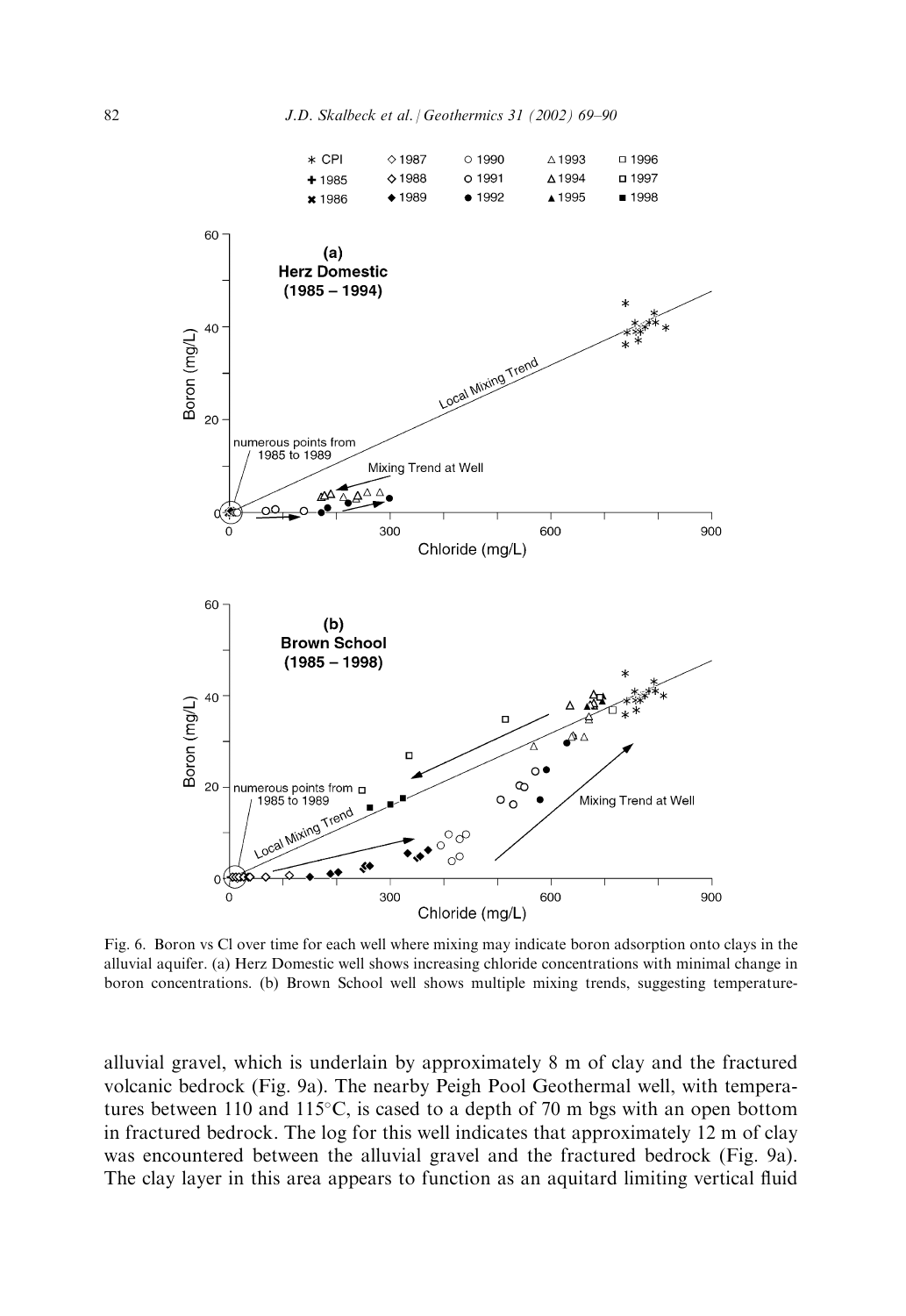Fig. 6. Boron vs Cl over time for each well where mixing may indicate boron adsorption onto clays in the alluvial aquifer. (a) Herz Domestic well shows increasing chloride concentrations with minimal change in boron concentrations. (b) Brown School well shows multiple mixing trends, suggesting temperature-

alluvial gravel, which is underlain by approximately 8 m of clay and the fractured volcanic bedrock (Fig. 9a). The nearby Peigh Pool Geothermal well, with temperatures between 110 and 115°C, is cased to a depth of 70 m bgs with an open bottom in fractured bedrock. The log for this well indicates that approximately 12 m of clay was encountered between the alluvial gravel and the fractured bedrock (Fig. 9a). The clay layer in this area appears to function as an aquitard limiting vertical fluid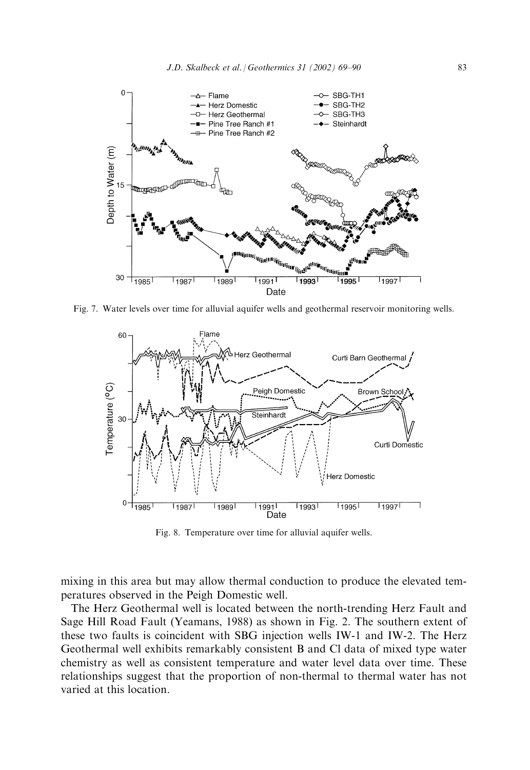Fig. 7. Water levels over time for alluvial aquifer wells and geothermal reservoir monitoring wells.

Fig. 8. Temperature over time for alluvial aquifer wells.

mixing in this area but may allow thermal conduction to produce the elevated temperatures observed in the Peigh Domestic well.

The Herz Geothermal well is located between the north-trending Herz Fault and Sage Hill Road Fault (Yeamans, 1988) as shown in Fig. 2. The southern extent of these two faults is coincident with SBG injection wells IW-1 and IW-2. The Herz Geothermal well exhibits remarkably consistent B and Cl data of mixed type water chemistry as well as consistent temperature and water level data over time. These relationships suggest that the proportion of non-thermal to thermal water has not varied at this location.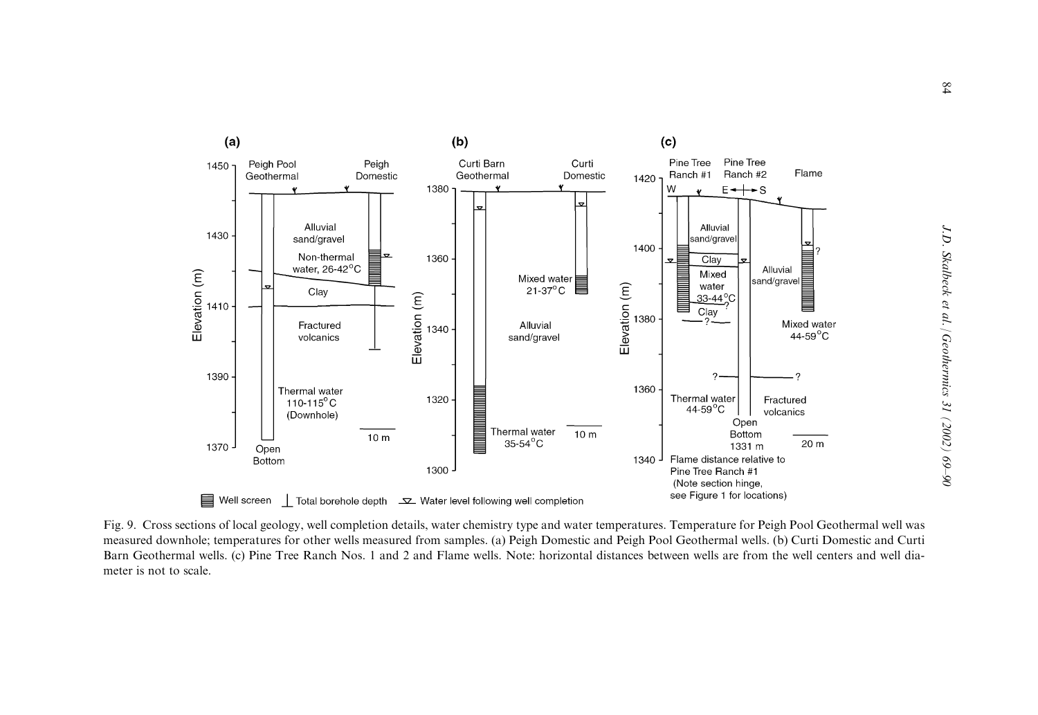Fig. 9. Cross sections of local geology, well completion details, water chemistry type and water temperatures. Temperature for Peigh Pool Geothermal well was measured downhole; temperatures for other wells measured from samples. (a) Peigh Domestic and Peigh Pool Geothermal wells. (b) Curti Domestic and Curti Barn Geothermal wells. (c) Pine Tree Ranch Nos. 1 and 2 and Flame wells. Note: horizontal distances between wells are from the well centers and well diameter is not to scale.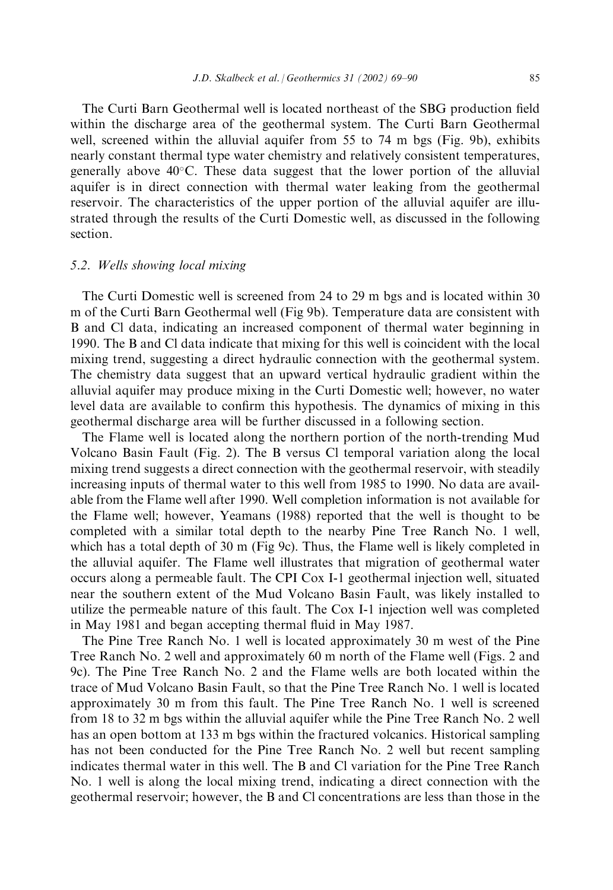The Curti Barn Geothermal well is located northeast of the SBG production field within the discharge area of the geothermal system. The Curti Barn Geothermal well, screened within the alluvial aquifer from 55 to 74 m bgs (Fig. 9b), exhibits nearly constant thermal type water chemistry and relatively consistent temperatures, generally above 40°C. These data suggest that the lower portion of the alluvial aquifer is in direct connection with thermal water leaking from the geothermal reservoir. The characteristics of the upper portion of the alluvial aquifer are illustrated through the results of the Curti Domestic well, as discussed in the following section.

### 5.2. Wells showing local mixing

The Curti Domestic well is screened from 24 to 29 m bgs and is located within 30 m of the Curti Barn Geothermal well (Fig 9b). Temperature data are consistent with B and Cl data, indicating an increased component of thermal water beginning in 1990. The B and Cl data indicate that mixing for this well is coincident with the local mixing trend, suggesting a direct hydraulic connection with the geothermal system. The chemistry data suggest that an upward vertical hydraulic gradient within the alluvial aquifer may produce mixing in the Curti Domestic well; however, no water level data are available to confirm this hypothesis. The dynamics of mixing in this geothermal discharge area will be further discussed in a following section.

The Flame well is located along the northern portion of the north-trending Mud Volcano Basin Fault (Fig. 2). The B versus Cl temporal variation along the local mixing trend suggests a direct connection with the geothermal reservoir, with steadily increasing inputs of thermal water to this well from 1985 to 1990. No data are available from the Flame well after 1990. Well completion information is not available for the Flame well; however, Yeamans (1988) reported that the well is thought to be completed with a similar total depth to the nearby Pine Tree Ranch No. 1 well, which has a total depth of 30 m (Fig 9c). Thus, the Flame well is likely completed in the alluvial aquifer. The Flame well illustrates that migration of geothermal water occurs along a permeable fault. The CPI Cox I-1 geothermal injection well, situated near the southern extent of the Mud Volcano Basin Fault, was likely installed to utilize the permeable nature of this fault. The Cox I-1 injection well was completed in May 1981 and began accepting thermal fluid in May 1987.

The Pine Tree Ranch No. 1 well is located approximately 30 m west of the Pine Tree Ranch No. 2 well and approximately 60 m north of the Flame well (Figs. 2 and 9c). The Pine Tree Ranch No. 2 and the Flame wells are both located within the trace of Mud Volcano Basin Fault, so that the Pine Tree Ranch No. 1 well is located approximately 30 m from this fault. The Pine Tree Ranch No. 1 well is screened from 18 to 32 m bgs within the alluvial aquifer while the Pine Tree Ranch No. 2 well has an open bottom at 133 m bgs within the fractured volcanics. Historical sampling has not been conducted for the Pine Tree Ranch No. 2 well but recent sampling indicates thermal water in this well. The B and Cl variation for the Pine Tree Ranch No. 1 well is along the local mixing trend, indicating a direct connection with the geothermal reservoir; however, the B and Cl concentrations are less than those in the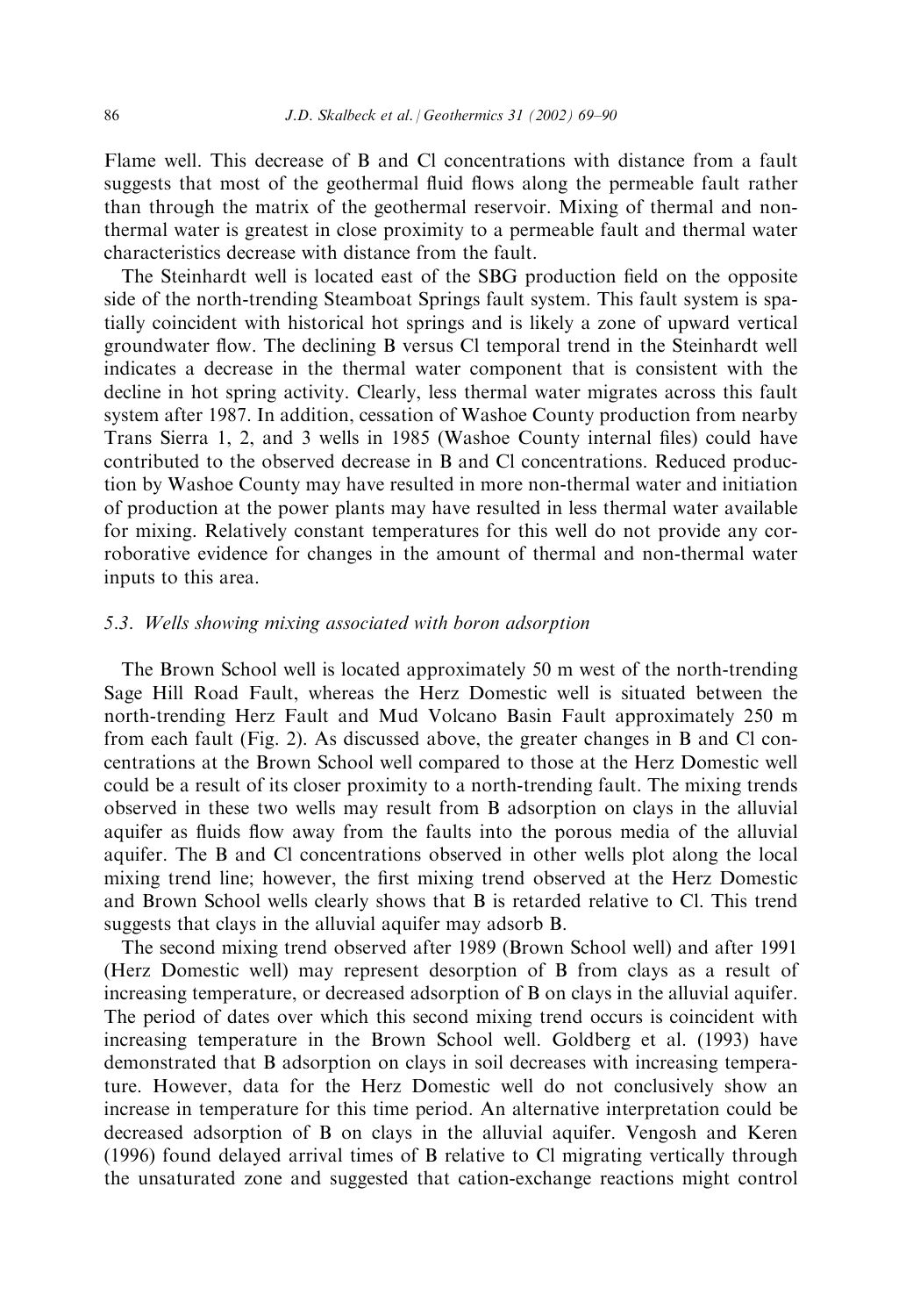Flame well. This decrease of B and Cl concentrations with distance from a fault suggests that most of the geothermal fluid flows along the permeable fault rather than through the matrix of the geothermal reservoir. Mixing of thermal and non-thermal water is greatest in close proximity to a permeable fault and thermal water characteristics decrease with distance from the fault.

The Steinhardt well is located east of the SBG production field on the opposite side of the north-trending Steamboat Springs fault system. This fault system is spatially coincident with historical hot springs and is likely a zone of upward vertical groundwater flow. The declining B versus Cl temporal trend in the Steinhardt well indicates a decrease in the thermal water component that is consistent with the decline in hot spring activity. Clearly, less thermal water migrates across this fault system after 1987. In addition, cessation of Washoe County production from nearby Trans Sierra 1, 2, and 3 wells in 1985 (Washoe County internal files) could have contributed to the observed decrease in B and Cl concentrations. Reduced production by Washoe County may have resulted in more non-thermal water and initiation of production at the power plants may have resulted in less thermal water available for mixing. Relatively constant temperatures for this well do not provide any corroborative evidence for changes in the amount of thermal and non-thermal water inputs to this area.

### *5.3. Wells showing mixing associated with boron adsorption*

The Brown School well is located approximately 50 m west of the north-trending Sage Hill Road Fault, whereas the Herz Domestic well is situated between the north-trending Herz Fault and Mud Volcano Basin Fault approximately 250 m from each fault (Fig. 2). As discussed above, the greater changes in B and Cl concentrations at the Brown School well compared to those at the Herz Domestic well could be a result of its closer proximity to a north-trending fault. The mixing trends observed in these two wells may result from B adsorption on clays in the alluvial aquifer as fluids flow away from the faults into the porous media of the alluvial aquifer. The B and Cl concentrations observed in other wells plot along the local mixing trend line; however, the first mixing trend observed at the Herz Domestic and Brown School wells clearly shows that B is retarded relative to Cl. This trend suggests that clays in the alluvial aquifer may adsorb B.

The second mixing trend observed after 1989 (Brown School well) and after 1991 (Herz Domestic well) may represent desorption of B from clays as a result of increasing temperature, or decreased adsorption of B on clays in the alluvial aquifer. The period of dates over which this second mixing trend occurs is coincident with increasing temperature in the Brown School well. Goldberg et al. (1993) have demonstrated that B adsorption on clays in soil decreases with increasing temperature. However, data for the Herz Domestic well do not conclusively show an increase in temperature for this time period. An alternative interpretation could be decreased adsorption of B on clays in the alluvial aquifer. Vengosh and Keren (1996) found delayed arrival times of B relative to Cl migrating vertically through the unsaturated zone and suggested that cation-exchange reactions might control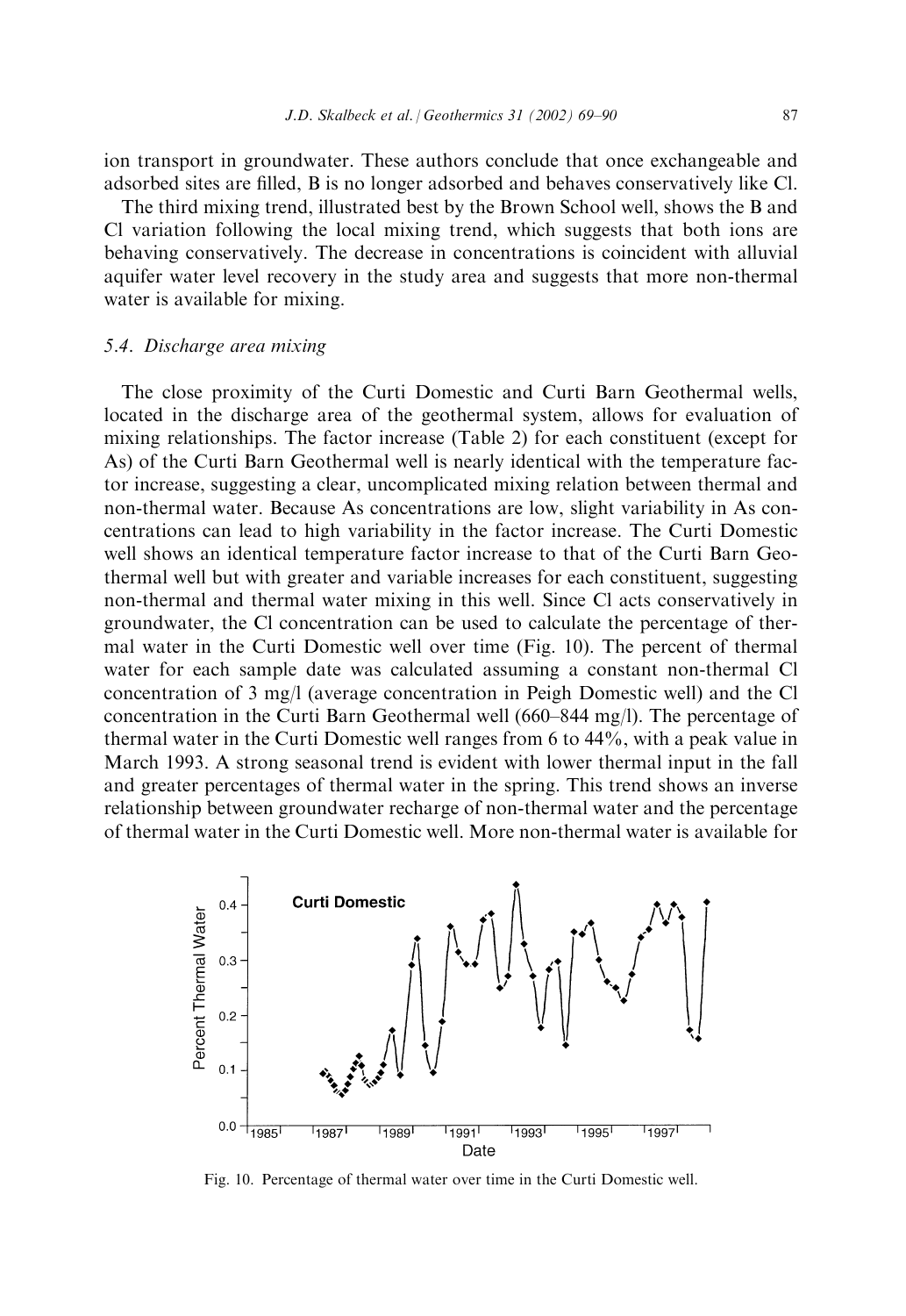ion transport in groundwater. These authors conclude that once exchangeable and adsorbed sites are filled, B is no longer adsorbed and behaves conservatively like Cl.

The third mixing trend, illustrated best by the Brown School well, shows the B and Cl variation following the local mixing trend, which suggests that both ions are behaving conservatively. The decrease in concentrations is coincident with alluvial aquifer water level recovery in the study area and suggests that more non-thermal water is available for mixing.

### *5.4. Discharge area mixing*

The close proximity of the Curti Domestic and Curti Barn Geothermal wells, located in the discharge area of the geothermal system, allows for evaluation of mixing relationships. The factor increase (Table 2) for each constituent (except for As) of the Curti Barn Geothermal well is nearly identical with the temperature factor increase, suggesting a clear, uncomplicated mixing relation between thermal and non-thermal water. Because As concentrations are low, slight variability in As concentrations can lead to high variability in the factor increase. The Curti Domestic well shows an identical temperature factor increase to that of the Curti Barn Geothermal well but with greater and variable increases for each constituent, suggesting non-thermal and thermal water mixing in this well. Since Cl acts conservatively in groundwater, the Cl concentration can be used to calculate the percentage of thermal water in the Curti Domestic well over time (Fig. 10). The percent of thermal water for each sample date was calculated assuming a constant non-thermal Cl concentration of 3 mg/l (average concentration in Peigh Domestic well) and the Cl concentration in the Curti Barn Geothermal well (660–844 mg/l). The percentage of thermal water in the Curti Domestic well ranges from 6 to 44%, with a peak value in March 1993. A strong seasonal trend is evident with lower thermal input in the fall and greater percentages of thermal water in the spring. This trend shows an inverse relationship between groundwater recharge of non-thermal water and the percentage of thermal water in the Curti Domestic well. More non-thermal water is available for

Fig. 10. Percentage of thermal water over time in the Curti Domestic well.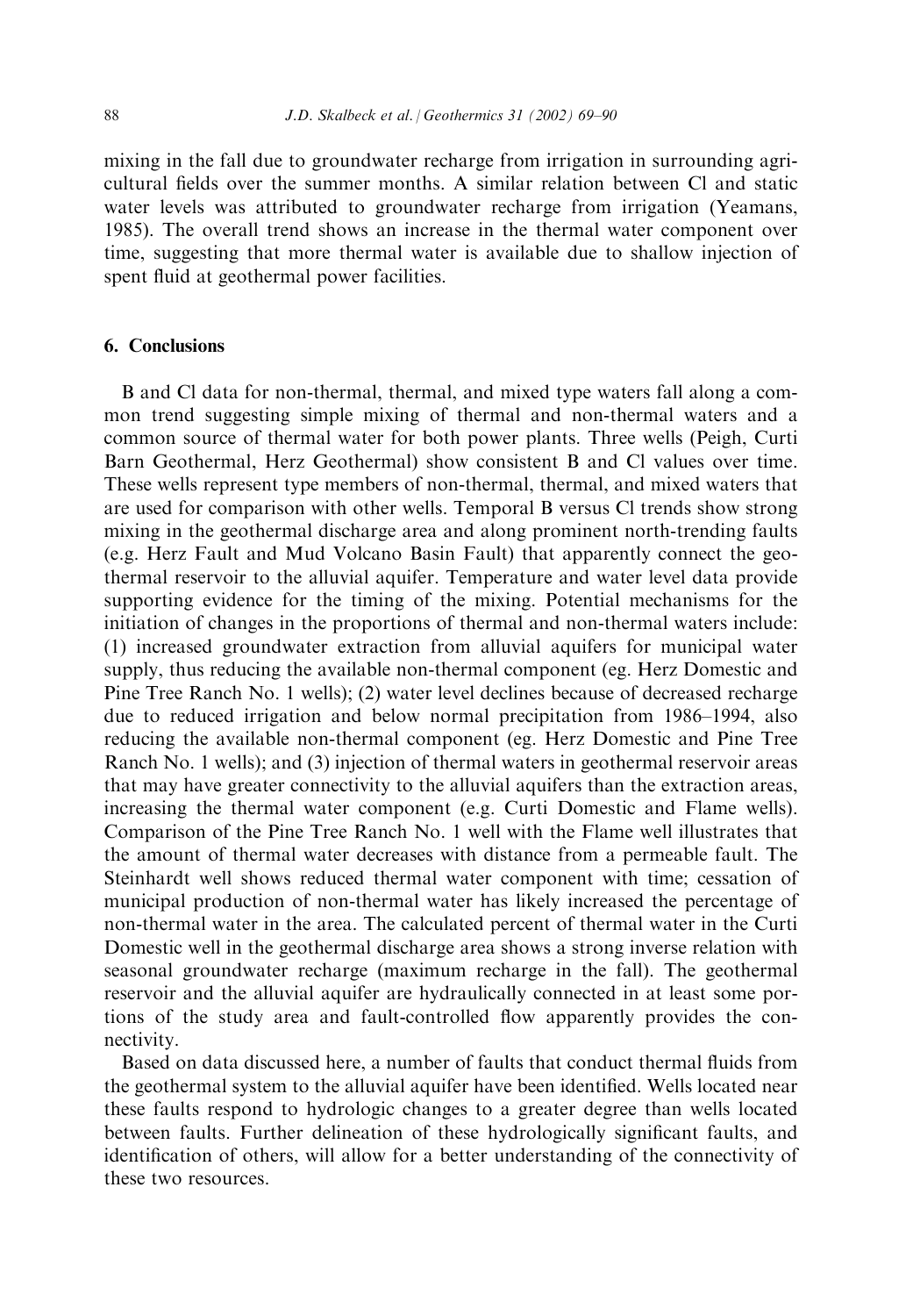mixing in the fall due to groundwater recharge from irrigation in surrounding agricultural fields over the summer months. A similar relation between Cl and static water levels was attributed to groundwater recharge from irrigation (Yeamans, 1985). The overall trend shows an increase in the thermal water component over time, suggesting that more thermal water is available due to shallow injection of spent fluid at geothermal power facilities.

## 6. Conclusions

B and Cl data for non-thermal, thermal, and mixed type waters fall along a common trend suggesting simple mixing of thermal and non-thermal waters and a common source of thermal water for both power plants. Three wells (Peigh, Curti Barn Geothermal, Herz Geothermal) show consistent B and Cl values over time. These wells represent type members of non-thermal, thermal, and mixed waters that are used for comparison with other wells. Temporal B versus Cl trends show strong mixing in the geothermal discharge area and along prominent north-trending faults (e.g. Herz Fault and Mud Volcano Basin Fault) that apparently connect the geothermal reservoir to the alluvial aquifer. Temperature and water level data provide supporting evidence for the timing of the mixing. Potential mechanisms for the initiation of changes in the proportions of thermal and non-thermal waters include: (1) increased groundwater extraction from alluvial aquifers for municipal water supply, thus reducing the available non-thermal component (eg. Herz Domestic and Pine Tree Ranch No. 1 wells); (2) water level declines because of decreased recharge due to reduced irrigation and below normal precipitation from 1986–1994, also reducing the available non-thermal component (eg. Herz Domestic and Pine Tree Ranch No. 1 wells); and (3) injection of thermal waters in geothermal reservoir areas that may have greater connectivity to the alluvial aquifers than the extraction areas, increasing the thermal water component (e.g. Curti Domestic and Flame wells). Comparison of the Pine Tree Ranch No. 1 well with the Flame well illustrates that the amount of thermal water decreases with distance from a permeable fault. The Steinhardt well shows reduced thermal water component with time; cessation of municipal production of non-thermal water has likely increased the percentage of non-thermal water in the area. The calculated percent of thermal water in the Curti Domestic well in the geothermal discharge area shows a strong inverse relation with seasonal groundwater recharge (maximum recharge in the fall). The geothermal reservoir and the alluvial aquifer are hydraulically connected in at least some portions of the study area and fault-controlled flow apparently provides the connectivity.

Based on data discussed here, a number of faults that conduct thermal fluids from the geothermal system to the alluvial aquifer have been identified. Wells located near these faults respond to hydrologic changes to a greater degree than wells located between faults. Further delineation of these hydrologically significant faults, and identification of others, will allow for a better understanding of the connectivity of these two resources.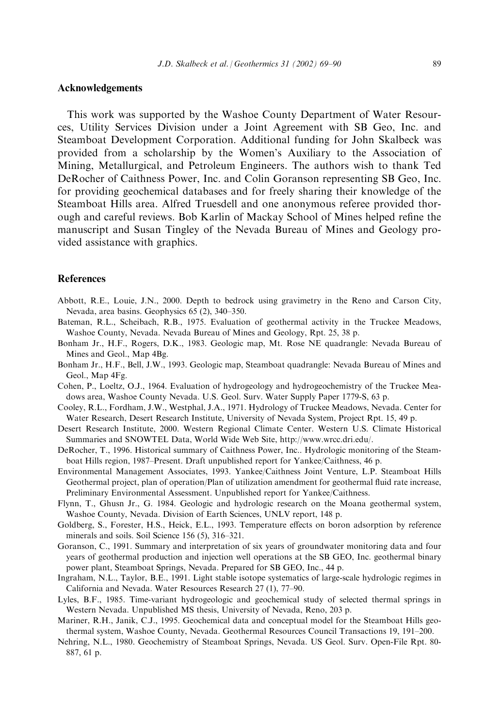## Acknowledgements

This work was supported by the Washoe County Department of Water Resources, Utility Services Division under a Joint Agreement with SB Geo, Inc. and Steamboat Development Corporation. Additional funding for John Skalbeck was provided from a scholarship by the Women's Auxiliary to the Association of Mining, Metallurgical, and Petroleum Engineers. The authors wish to thank Ted DeRocher of Caithness Power, Inc. and Colin Goranson representing SB Geo, Inc. for providing geochemical databases and for freely sharing their knowledge of the Steamboat Hills area. Alfred Truesdell and one anonymous referee provided thorough and careful reviews. Bob Karlin of Mackay School of Mines helped refine the manuscript and Susan Tingley of the Nevada Bureau of Mines and Geology provided assistance with graphics.

## References

Abbott, R.E., Louie, J.N., 2000. Depth to bedrock using gravimetry in the Reno and Carson City, Nevada, area basins. Geophysics 65 (2), 340–350.

Bateman, R.L., Scheibach, R.B., 1975. Evaluation of geothermal activity in the Truckee Meadows, Washoe County, Nevada. Nevada Bureau of Mines and Geology, Rpt. 25, 38 p.

Bonham Jr., H.F., Rogers, D.K., 1983. Geologic map, Mt. Rose NE quadrangle: Nevada Bureau of Mines and Geol., Map 4Bg.

Bonham Jr., H.F., Bell, J.W., 1993. Geologic map, Steamboat quadrangle: Nevada Bureau of Mines and Geol., Map 4Fg.

Cohen, P., Loeltz, O.J., 1964. Evaluation of hydrogeology and hydrogeochemistry of the Truckee Meadows area, Washoe County Nevada. U.S. Geol. Surv. Water Supply Paper 1779-S, 63 p.

Cooley, R.L., Fordham, J.W., Westphal, J.A., 1971. Hydrology of Truckee Meadows, Nevada. Center for Water Research, Desert Research Institute, University of Nevada System, Project Rpt. 15, 49 p.

Desert Research Institute, 2000. Western Regional Climate Center. Western U.S. Climate Historical Summaries and SNOWTEL Data, World Wide Web Site, http://www.wrcc.dri.edu/.

DeRocher, T., 1996. Historical summary of Caithness Power, Inc.. Hydrologic monitoring of the Steamboat Hills region, 1987–Present. Draft unpublished report for Yankee/Caithness, 46 p.

Environmental Management Associates, 1993. Yankee/Caithness Joint Venture, L.P. Steamboat Hills Geothermal project, plan of operation/Plan of utilization amendment for geothermal fluid rate increase, Preliminary Environmental Assessment. Unpublished report for Yankee/Caithness.

Flynn, T., Ghusn Jr., G. 1984. Geologic and hydrologic research on the Moana geothermal system, Washoe County, Nevada. Division of Earth Sciences, UNLV report, 148 p.

Goldberg, S., Forester, H.S., Heick, E.L., 1993. Temperature effects on boron adsorption by reference minerals and soils. Soil Science 156 (5), 316–321.

Goranson, C., 1991. Summary and interpretation of six years of groundwater monitoring data and four years of geothermal production and injection well operations at the SB GEO, Inc. geothermal binary power plant, Steamboat Springs, Nevada. Prepared for SB GEO, Inc., 44 p.

Ingraham, N.L., Taylor, B.E., 1991. Light stable isotope systematics of large-scale hydrologic regimes in California and Nevada. Water Resources Research 27 (1), 77–90.

Lyles, B.F., 1985. Time-variant hydrogeologic and geochemical study of selected thermal springs in Western Nevada. Unpublished MS thesis, University of Nevada, Reno, 203 p.

Mariner, R.H., Janik, C.J., 1995. Geochemical data and conceptual model for the Steamboat Hills geothermal system, Washoe County, Nevada. Geothermal Resources Council Transactions 19, 191–200.

Nehring, N.L., 1980. Geochemistry of Steamboat Springs, Nevada. US Geol. Surv. Open-File Rpt. 80-887, 61 p.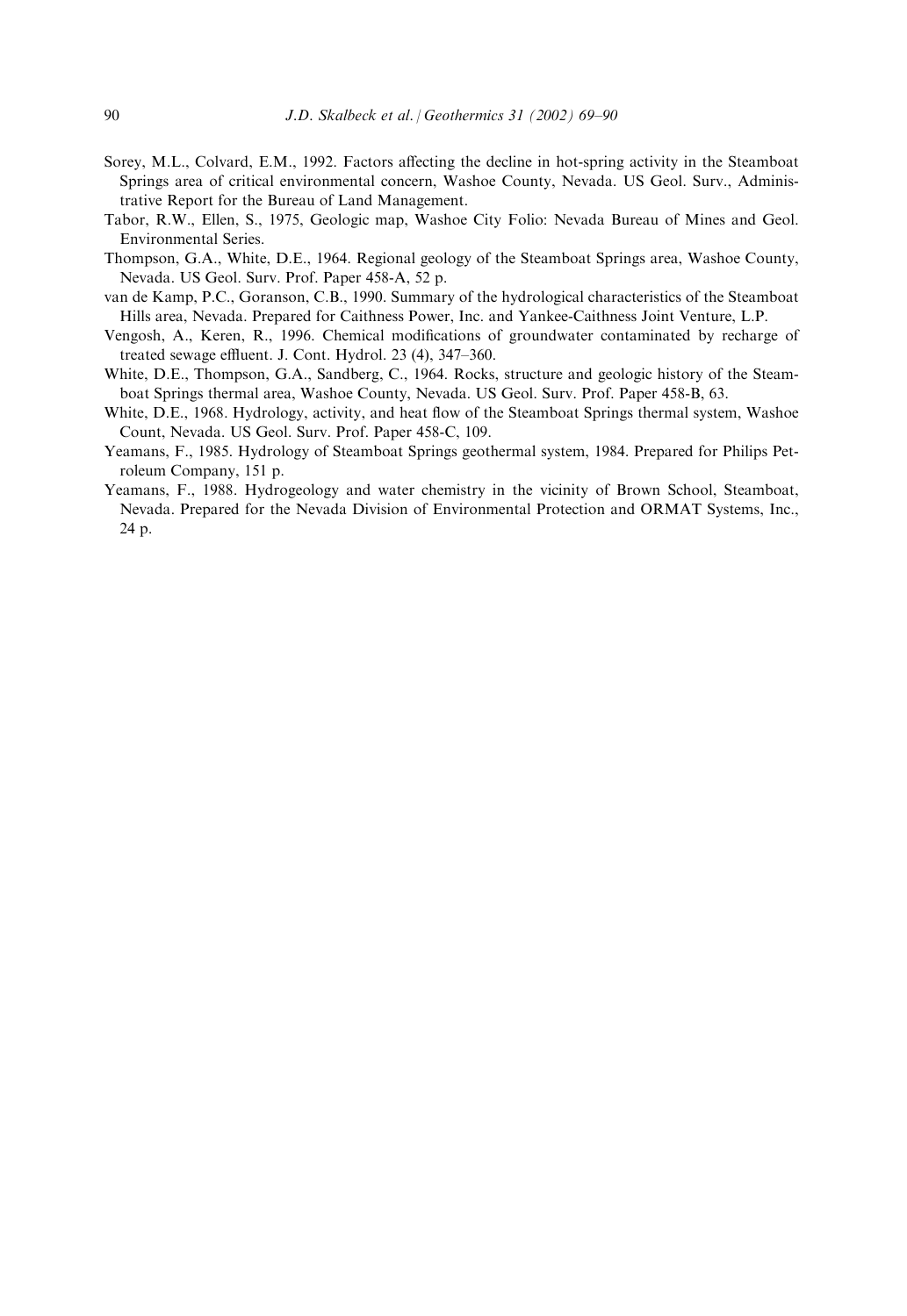Sorey, M.L., Colvard, E.M., 1992. Factors affecting the decline in hot-spring activity in the Steamboat Springs area of critical environmental concern, Washoe County, Nevada. US Geol. Surv., Administrative Report for the Bureau of Land Management.

Tabor, R.W., Ellen, S., 1975, Geologic map, Washoe City Folio: Nevada Bureau of Mines and Geol. Environmental Series.

Thompson, G.A., White, D.E., 1964. Regional geology of the Steamboat Springs area, Washoe County, Nevada. US Geol. Surv. Prof. Paper 458-A, 52 p.

van de Kamp, P.C., Goranson, C.B., 1990. Summary of the hydrological characteristics of the Steamboat Hills area, Nevada. Prepared for Caithness Power, Inc. and Yankee-Caithness Joint Venture, L.P.

Vengosh, A., Keren, R., 1996. Chemical modifications of groundwater contaminated by recharge of treated sewage effluent. J. Cont. Hydrol. 23 (4), 347–360.

White, D.E., Thompson, G.A., Sandberg, C., 1964. Rocks, structure and geologic history of the Steamboat Springs thermal area, Washoe County, Nevada. US Geol. Surv. Prof. Paper 458-B, 63.

White, D.E., 1968. Hydrology, activity, and heat flow of the Steamboat Springs thermal system, Washoe Count, Nevada. US Geol. Surv. Prof. Paper 458-C, 109.

Yeamans, F., 1985. Hydrology of Steamboat Springs geothermal system, 1984. Prepared for Philips Petroleum Company, 151 p.

Yeamans, F., 1988. Hydrogeology and water chemistry in the vicinity of Brown School, Steamboat, Nevada. Prepared for the Nevada Division of Environmental Protection and ORMAT Systems, Inc., 24 p.